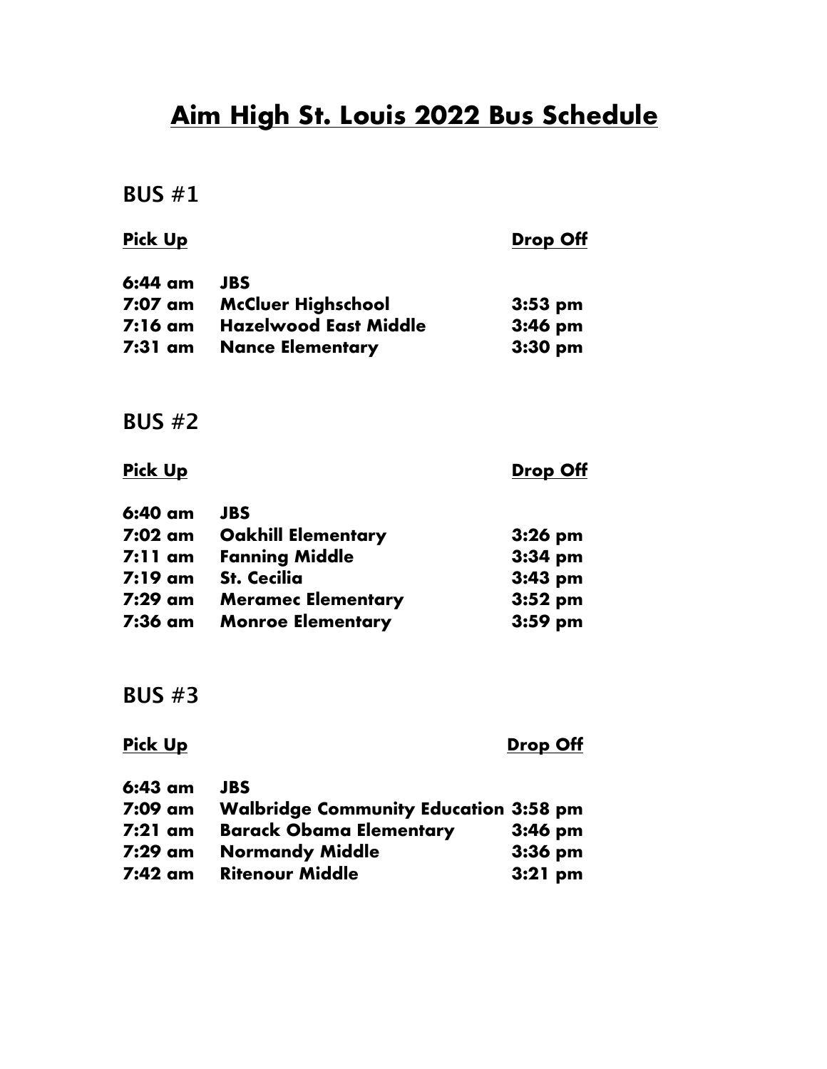# Aim High St. Louis 2022 Bus Schedule

## BUS #1

| Pick Up | | Drop Off |
|---|---|---|
| 6:44 am | JBS | |
| 7:07 am | McCluer Highschool | 3:53 pm |
| 7:16 am | Hazelwood East Middle | 3:46 pm |
| 7:31 am | Nance Elementary | 3:30 pm |

## BUS #2

| Pick Up | | Drop Off |
|---|---|---|
| 6:40 am | JBS | |
| 7:02 am | Oakhill Elementary | 3:26 pm |
| 7:11 am | Fanning Middle | 3:34 pm |
| 7:19 am | St. Cecilia | 3:43 pm |
| 7:29 am | Meramec Elementary | 3:52 pm |
| 7:36 am | Monroe Elementary | 3:59 pm |

## BUS #3

| Pick Up | | Drop Off |
|---|---|---|
| 6:43 am | JBS | |
| 7:09 am | Walbridge Community Education | 3:58 pm |
| 7:21 am | Barack Obama Elementary | 3:46 pm |
| 7:29 am | Normandy Middle | 3:36 pm |
| 7:42 am | Ritenour Middle | 3:21 pm |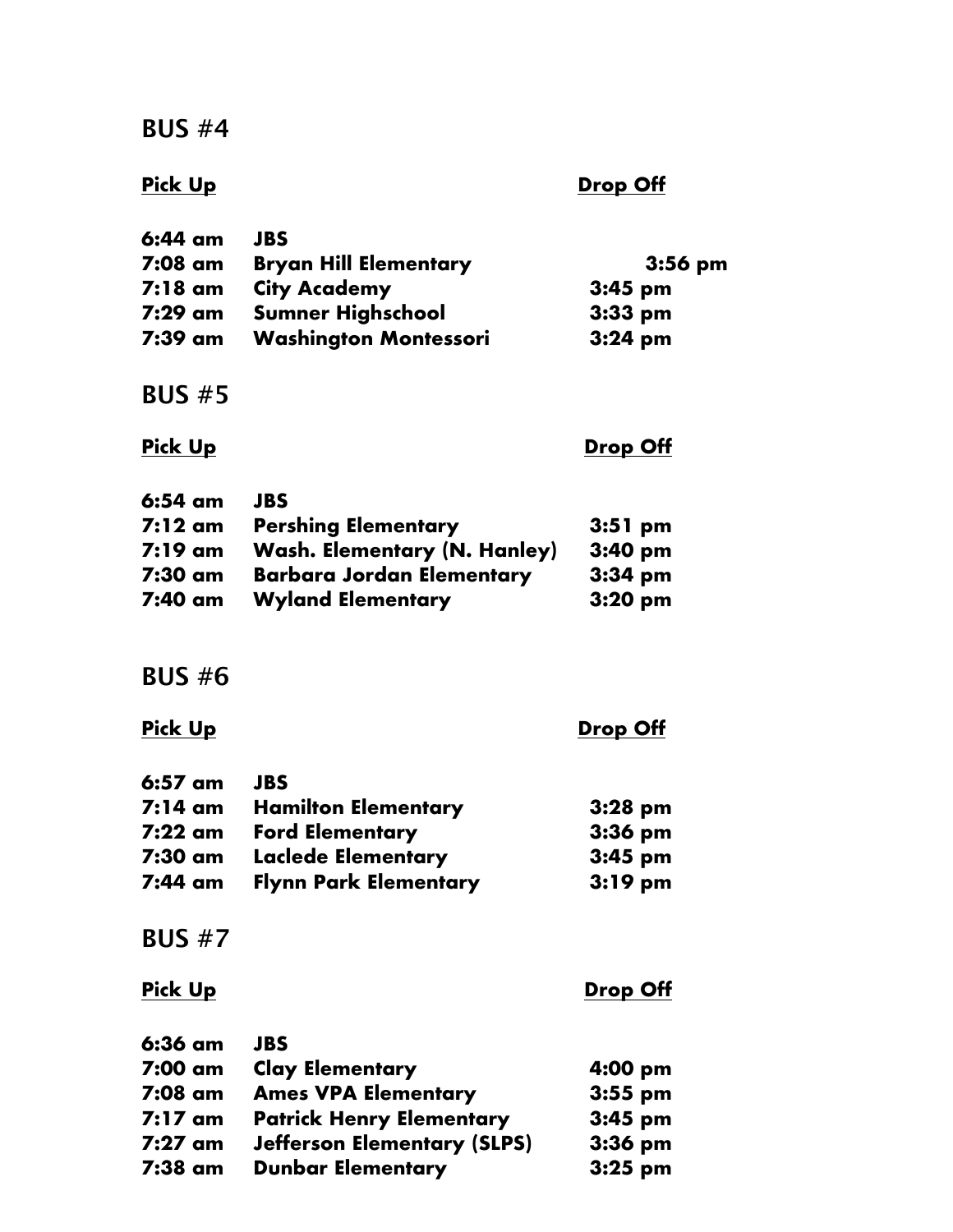## BUS #4

| Pick Up | | Drop Off |
|---|---|---|
| **6:44 am** | **JBS** | |
| **7:08 am** | **Bryan Hill Elementary** | **3:56 pm** |
| **7:18 am** | **City Academy** | **3:45 pm** |
| **7:29 am** | **Sumner Highschool** | **3:33 pm** |
| **7:39 am** | **Washington Montessori** | **3:24 pm** |

## BUS #5

| Pick Up | | Drop Off |
|---|---|---|
| **6:54 am** | **JBS** | |
| **7:12 am** | **Pershing Elementary** | **3:51 pm** |
| **7:19 am** | **Wash. Elementary (N. Hanley)** | **3:40 pm** |
| **7:30 am** | **Barbara Jordan Elementary** | **3:34 pm** |
| **7:40 am** | **Wyland Elementary** | **3:20 pm** |

## BUS #6

| Pick Up | | Drop Off |
|---|---|---|
| **6:57 am** | **JBS** | |
| **7:14 am** | **Hamilton Elementary** | **3:28 pm** |
| **7:22 am** | **Ford Elementary** | **3:36 pm** |
| **7:30 am** | **Laclede Elementary** | **3:45 pm** |
| **7:44 am** | **Flynn Park Elementary** | **3:19 pm** |

## BUS #7

| Pick Up | | Drop Off |
|---|---|---|
| **6:36 am** | **JBS** | |
| **7:00 am** | **Clay Elementary** | **4:00 pm** |
| **7:08 am** | **Ames VPA Elementary** | **3:55 pm** |
| **7:17 am** | **Patrick Henry Elementary** | **3:45 pm** |
| **7:27 am** | **Jefferson Elementary (SLPS)** | **3:36 pm** |
| **7:38 am** | **Dunbar Elementary** | **3:25 pm** |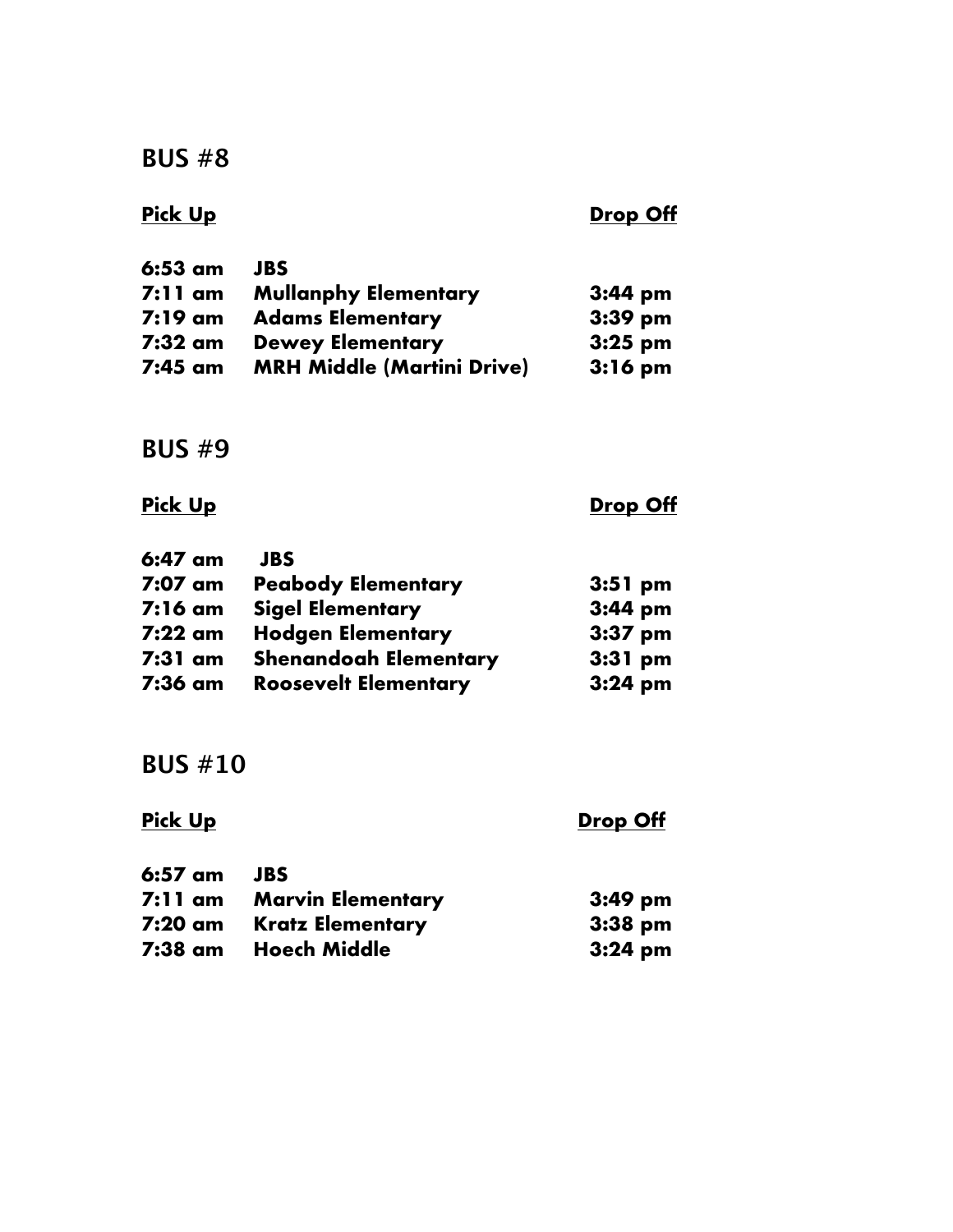## BUS #8

| Pick Up | | Drop Off |
|---|---|---|
| **6:53 am** | **JBS** | |
| **7:11 am** | **Mullanphy Elementary** | **3:44 pm** |
| **7:19 am** | **Adams Elementary** | **3:39 pm** |
| **7:32 am** | **Dewey Elementary** | **3:25 pm** |
| **7:45 am** | **MRH Middle (Martini Drive)** | **3:16 pm** |

## BUS #9

| Pick Up | | Drop Off |
|---|---|---|
| **6:47 am** | **JBS** | |
| **7:07 am** | **Peabody Elementary** | **3:51 pm** |
| **7:16 am** | **Sigel Elementary** | **3:44 pm** |
| **7:22 am** | **Hodgen Elementary** | **3:37 pm** |
| **7:31 am** | **Shenandoah Elementary** | **3:31 pm** |
| **7:36 am** | **Roosevelt Elementary** | **3:24 pm** |

## BUS #10

| Pick Up | | Drop Off |
|---|---|---|
| **6:57 am** | **JBS** | |
| **7:11 am** | **Marvin Elementary** | **3:49 pm** |
| **7:20 am** | **Kratz Elementary** | **3:38 pm** |
| **7:38 am** | **Hoech Middle** | **3:24 pm** |